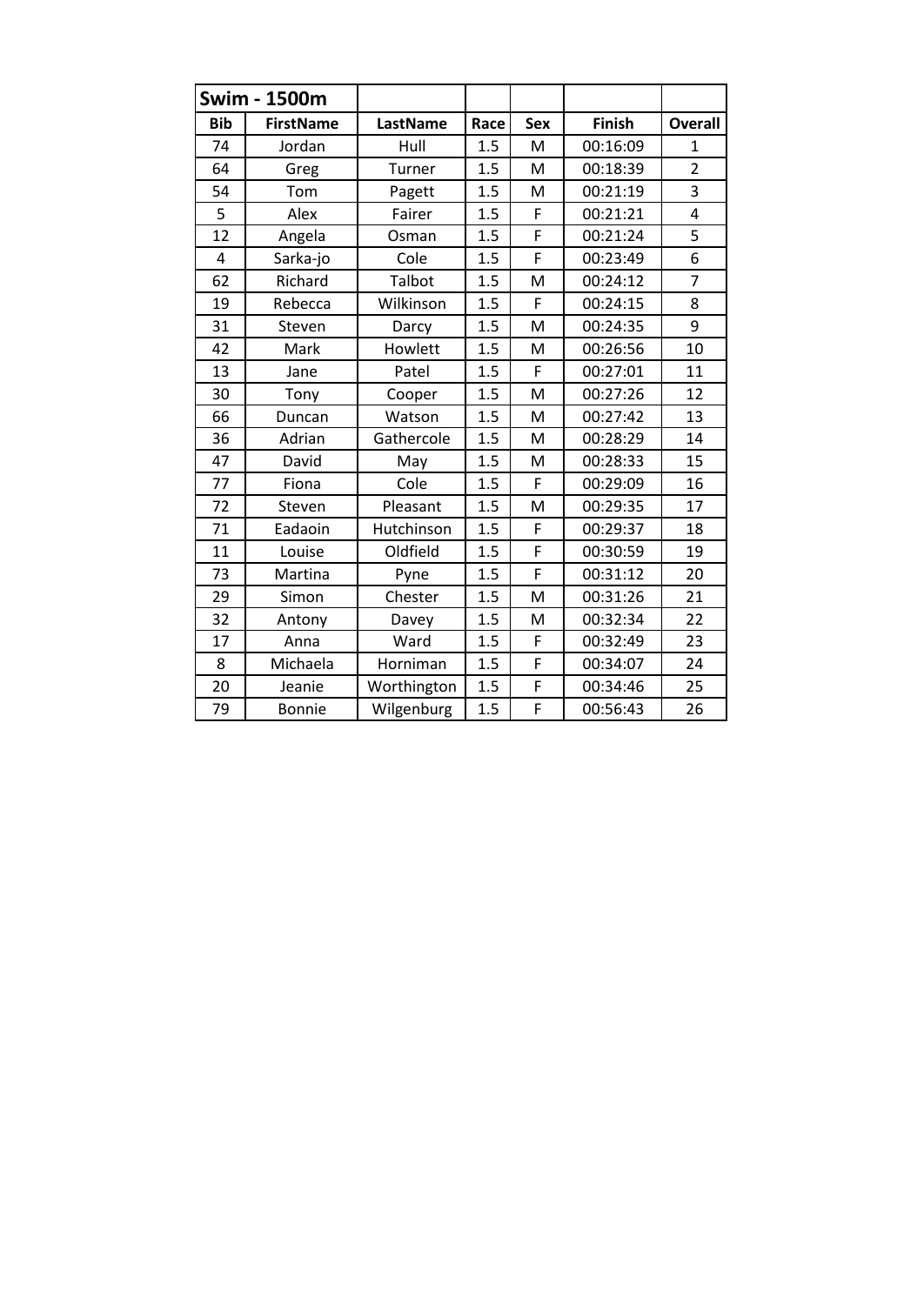| **Swim - 1500m** | | | | | | |
|---|---|---|---|---|---|---|
| **Bib** | **FirstName** | **LastName** | **Race** | **Sex** | **Finish** | **Overall** |
| 74 | Jordan | Hull | 1.5 | M | 00:16:09 | 1 |
| 64 | Greg | Turner | 1.5 | M | 00:18:39 | 2 |
| 54 | Tom | Pagett | 1.5 | M | 00:21:19 | 3 |
| 5 | Alex | Fairer | 1.5 | F | 00:21:21 | 4 |
| 12 | Angela | Osman | 1.5 | F | 00:21:24 | 5 |
| 4 | Sarka-jo | Cole | 1.5 | F | 00:23:49 | 6 |
| 62 | Richard | Talbot | 1.5 | M | 00:24:12 | 7 |
| 19 | Rebecca | Wilkinson | 1.5 | F | 00:24:15 | 8 |
| 31 | Steven | Darcy | 1.5 | M | 00:24:35 | 9 |
| 42 | Mark | Howlett | 1.5 | M | 00:26:56 | 10 |
| 13 | Jane | Patel | 1.5 | F | 00:27:01 | 11 |
| 30 | Tony | Cooper | 1.5 | M | 00:27:26 | 12 |
| 66 | Duncan | Watson | 1.5 | M | 00:27:42 | 13 |
| 36 | Adrian | Gathercole | 1.5 | M | 00:28:29 | 14 |
| 47 | David | May | 1.5 | M | 00:28:33 | 15 |
| 77 | Fiona | Cole | 1.5 | F | 00:29:09 | 16 |
| 72 | Steven | Pleasant | 1.5 | M | 00:29:35 | 17 |
| 71 | Eadaoin | Hutchinson | 1.5 | F | 00:29:37 | 18 |
| 11 | Louise | Oldfield | 1.5 | F | 00:30:59 | 19 |
| 73 | Martina | Pyne | 1.5 | F | 00:31:12 | 20 |
| 29 | Simon | Chester | 1.5 | M | 00:31:26 | 21 |
| 32 | Antony | Davey | 1.5 | M | 00:32:34 | 22 |
| 17 | Anna | Ward | 1.5 | F | 00:32:49 | 23 |
| 8 | Michaela | Horniman | 1.5 | F | 00:34:07 | 24 |
| 20 | Jeanie | Worthington | 1.5 | F | 00:34:46 | 25 |
| 79 | Bonnie | Wilgenburg | 1.5 | F | 00:56:43 | 26 |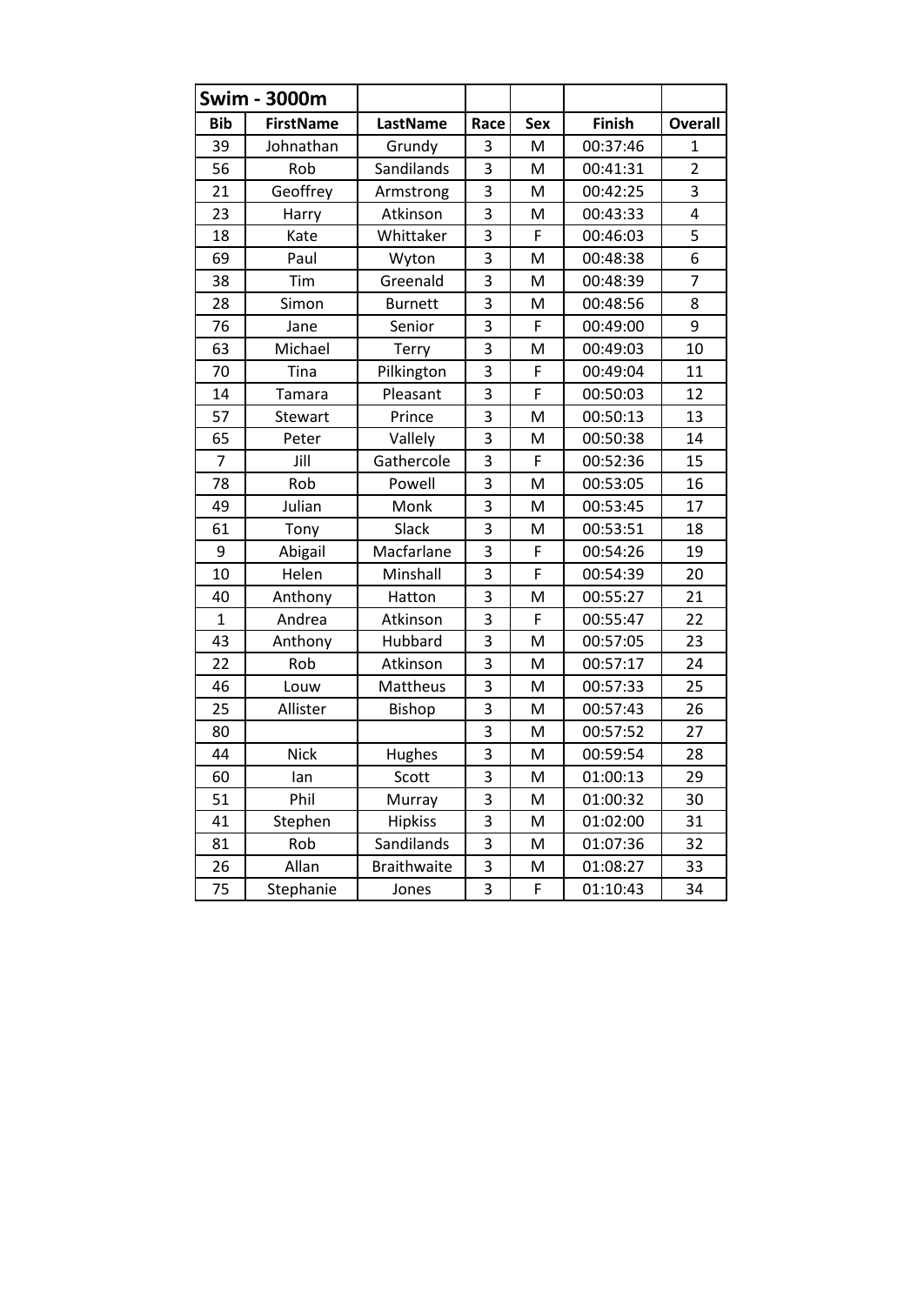| Swim - 3000m | | | | | | |
|---|---|---|---|---|---|---|
| **Bib** | **FirstName** | **LastName** | **Race** | **Sex** | **Finish** | **Overall** |
| 39 | Johnathan | Grundy | 3 | M | 00:37:46 | 1 |
| 56 | Rob | Sandilands | 3 | M | 00:41:31 | 2 |
| 21 | Geoffrey | Armstrong | 3 | M | 00:42:25 | 3 |
| 23 | Harry | Atkinson | 3 | M | 00:43:33 | 4 |
| 18 | Kate | Whittaker | 3 | F | 00:46:03 | 5 |
| 69 | Paul | Wyton | 3 | M | 00:48:38 | 6 |
| 38 | Tim | Greenald | 3 | M | 00:48:39 | 7 |
| 28 | Simon | Burnett | 3 | M | 00:48:56 | 8 |
| 76 | Jane | Senior | 3 | F | 00:49:00 | 9 |
| 63 | Michael | Terry | 3 | M | 00:49:03 | 10 |
| 70 | Tina | Pilkington | 3 | F | 00:49:04 | 11 |
| 14 | Tamara | Pleasant | 3 | F | 00:50:03 | 12 |
| 57 | Stewart | Prince | 3 | M | 00:50:13 | 13 |
| 65 | Peter | Vallely | 3 | M | 00:50:38 | 14 |
| 7 | Jill | Gathercole | 3 | F | 00:52:36 | 15 |
| 78 | Rob | Powell | 3 | M | 00:53:05 | 16 |
| 49 | Julian | Monk | 3 | M | 00:53:45 | 17 |
| 61 | Tony | Slack | 3 | M | 00:53:51 | 18 |
| 9 | Abigail | Macfarlane | 3 | F | 00:54:26 | 19 |
| 10 | Helen | Minshall | 3 | F | 00:54:39 | 20 |
| 40 | Anthony | Hatton | 3 | M | 00:55:27 | 21 |
| 1 | Andrea | Atkinson | 3 | F | 00:55:47 | 22 |
| 43 | Anthony | Hubbard | 3 | M | 00:57:05 | 23 |
| 22 | Rob | Atkinson | 3 | M | 00:57:17 | 24 |
| 46 | Louw | Mattheus | 3 | M | 00:57:33 | 25 |
| 25 | Allister | Bishop | 3 | M | 00:57:43 | 26 |
| 80 | | | 3 | M | 00:57:52 | 27 |
| 44 | Nick | Hughes | 3 | M | 00:59:54 | 28 |
| 60 | Ian | Scott | 3 | M | 01:00:13 | 29 |
| 51 | Phil | Murray | 3 | M | 01:00:32 | 30 |
| 41 | Stephen | Hipkiss | 3 | M | 01:02:00 | 31 |
| 81 | Rob | Sandilands | 3 | M | 01:07:36 | 32 |
| 26 | Allan | Braithwaite | 3 | M | 01:08:27 | 33 |
| 75 | Stephanie | Jones | 3 | F | 01:10:43 | 34 |